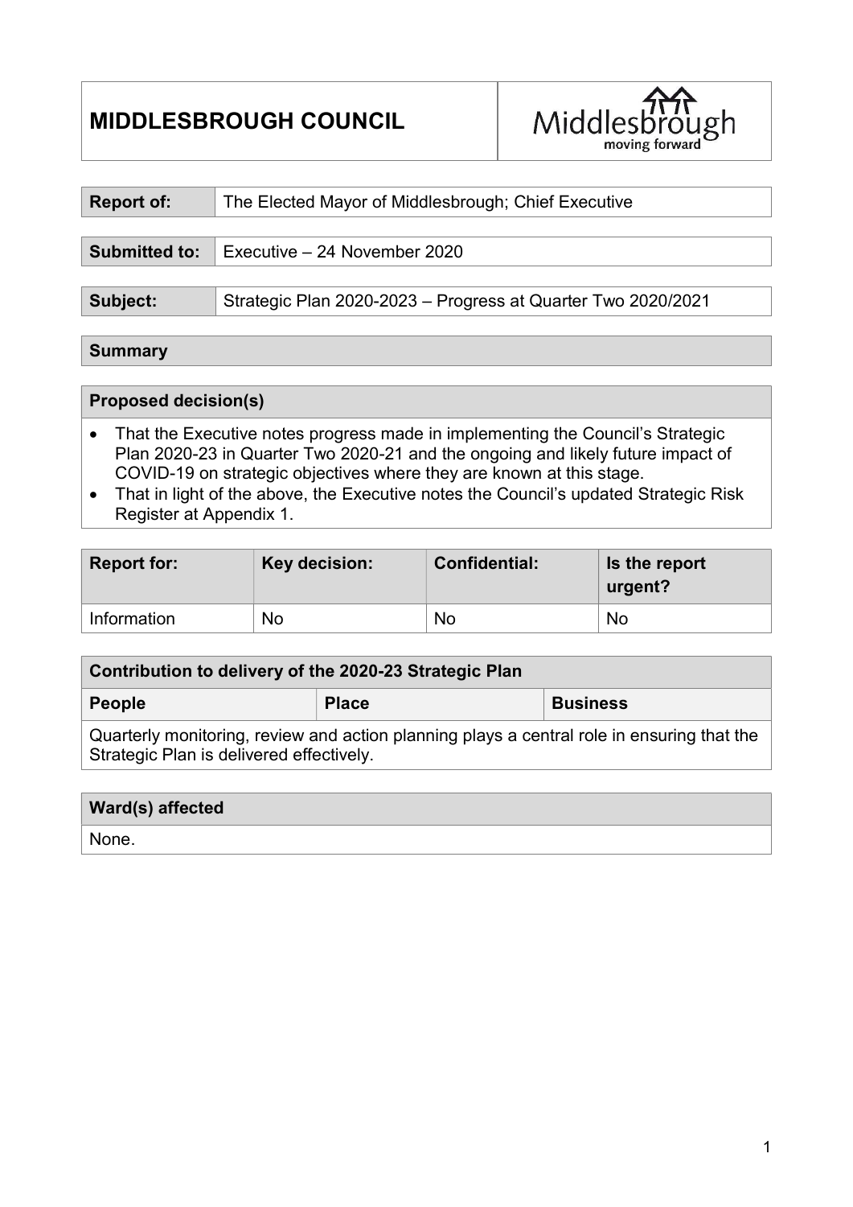# MIDDLESBROUGH COUNCIL

| | |
|---|---|
| **Report of:** | The Elected Mayor of Middlesbrough; Chief Executive |

| | |
|---|---|
| **Submitted to:** | Executive – 24 November 2020 |

| | |
|---|---|
| **Subject:** | Strategic Plan 2020-2023 – Progress at Quarter Two 2020/2021 |

**Summary**

**Proposed decision(s)**

- That the Executive notes progress made in implementing the Council's Strategic Plan 2020-23 in Quarter Two 2020-21 and the ongoing and likely future impact of COVID-19 on strategic objectives where they are known at this stage.
- That in light of the above, the Executive notes the Council's updated Strategic Risk Register at Appendix 1.

| Report for: | Key decision: | Confidential: | Is the report urgent? |
|---|---|---|---|
| Information | No | No | No |

| Contribution to delivery of the 2020-23 Strategic Plan | | |
|---|---|---|
| **People** | **Place** | **Business** |
| Quarterly monitoring, review and action planning plays a central role in ensuring that the Strategic Plan is delivered effectively. | | |

**Ward(s) affected**

None.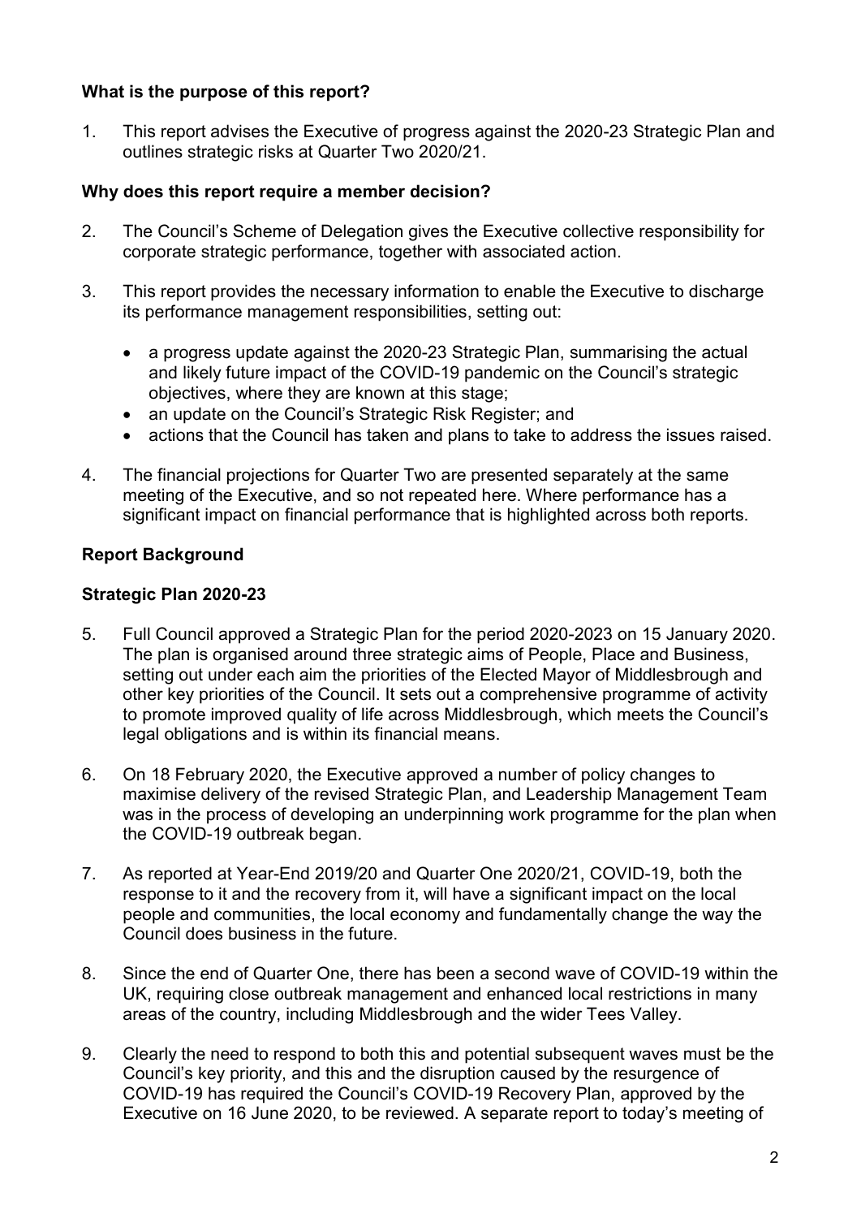**What is the purpose of this report?**

1. This report advises the Executive of progress against the 2020-23 Strategic Plan and outlines strategic risks at Quarter Two 2020/21.

**Why does this report require a member decision?**

2. The Council's Scheme of Delegation gives the Executive collective responsibility for corporate strategic performance, together with associated action.

3. This report provides the necessary information to enable the Executive to discharge its performance management responsibilities, setting out:

   - a progress update against the 2020-23 Strategic Plan, summarising the actual and likely future impact of the COVID-19 pandemic on the Council's strategic objectives, where they are known at this stage;
   - an update on the Council's Strategic Risk Register; and
   - actions that the Council has taken and plans to take to address the issues raised.

4. The financial projections for Quarter Two are presented separately at the same meeting of the Executive, and so not repeated here. Where performance has a significant impact on financial performance that is highlighted across both reports.

**Report Background**

**Strategic Plan 2020-23**

5. Full Council approved a Strategic Plan for the period 2020-2023 on 15 January 2020. The plan is organised around three strategic aims of People, Place and Business, setting out under each aim the priorities of the Elected Mayor of Middlesbrough and other key priorities of the Council. It sets out a comprehensive programme of activity to promote improved quality of life across Middlesbrough, which meets the Council's legal obligations and is within its financial means.

6. On 18 February 2020, the Executive approved a number of policy changes to maximise delivery of the revised Strategic Plan, and Leadership Management Team was in the process of developing an underpinning work programme for the plan when the COVID-19 outbreak began.

7. As reported at Year-End 2019/20 and Quarter One 2020/21, COVID-19, both the response to it and the recovery from it, will have a significant impact on the local people and communities, the local economy and fundamentally change the way the Council does business in the future.

8. Since the end of Quarter One, there has been a second wave of COVID-19 within the UK, requiring close outbreak management and enhanced local restrictions in many areas of the country, including Middlesbrough and the wider Tees Valley.

9. Clearly the need to respond to both this and potential subsequent waves must be the Council's key priority, and this and the disruption caused by the resurgence of COVID-19 has required the Council's COVID-19 Recovery Plan, approved by the Executive on 16 June 2020, to be reviewed. A separate report to today's meeting of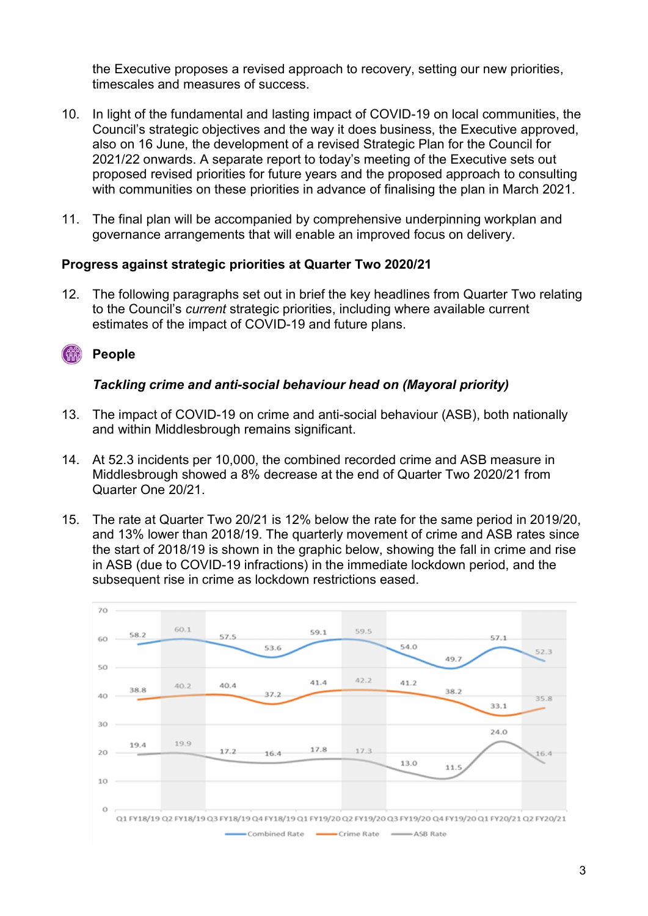the Executive proposes a revised approach to recovery, setting our new priorities, timescales and measures of success.

10. In light of the fundamental and lasting impact of COVID-19 on local communities, the Council's strategic objectives and the way it does business, the Executive approved, also on 16 June, the development of a revised Strategic Plan for the Council for 2021/22 onwards. A separate report to today's meeting of the Executive sets out proposed revised priorities for future years and the proposed approach to consulting with communities on these priorities in advance of finalising the plan in March 2021.

11. The final plan will be accompanied by comprehensive underpinning workplan and governance arrangements that will enable an improved focus on delivery.

### Progress against strategic priorities at Quarter Two 2020/21

12. The following paragraphs set out in brief the key headlines from Quarter Two relating to the Council's *current* strategic priorities, including where available current estimates of the impact of COVID-19 and future plans.

#### People

***Tackling crime and anti-social behaviour head on (Mayoral priority)***

13. The impact of COVID-19 on crime and anti-social behaviour (ASB), both nationally and within Middlesbrough remains significant.

14. At 52.3 incidents per 10,000, the combined recorded crime and ASB measure in Middlesbrough showed a 8% decrease at the end of Quarter Two 2020/21 from Quarter One 20/21.

15. The rate at Quarter Two 20/21 is 12% below the rate for the same period in 2019/20, and 13% lower than 2018/19. The quarterly movement of crime and ASB rates since the start of 2018/19 is shown in the graphic below, showing the fall in crime and rise in ASB (due to COVID-19 infractions) in the immediate lockdown period, and the subsequent rise in crime as lockdown restrictions eased.

| | Q1 FY18/19 | Q2 FY18/19 | Q3 FY18/19 | Q4 FY18/19 | Q1 FY19/20 | Q2 FY19/20 | Q3 FY19/20 | Q4 FY19/20 | Q1 FY20/21 | Q2 FY20/21 |
|---|---|---|---|---|---|---|---|---|---|---|
| Combined Rate | 58.2 | 60.1 | 57.5 | 53.6 | 59.1 | 59.5 | 54.0 | 49.7 | 57.1 | 52.3 |
| Crime Rate | 38.8 | 40.2 | 40.4 | 37.2 | 41.4 | 42.2 | 41.2 | 38.2 | 33.1 | 35.8 |
| ASB Rate | 19.4 | 19.9 | 17.2 | 16.4 | 17.8 | 17.3 | 13.0 | 11.5 | 24.0 | 16.4 |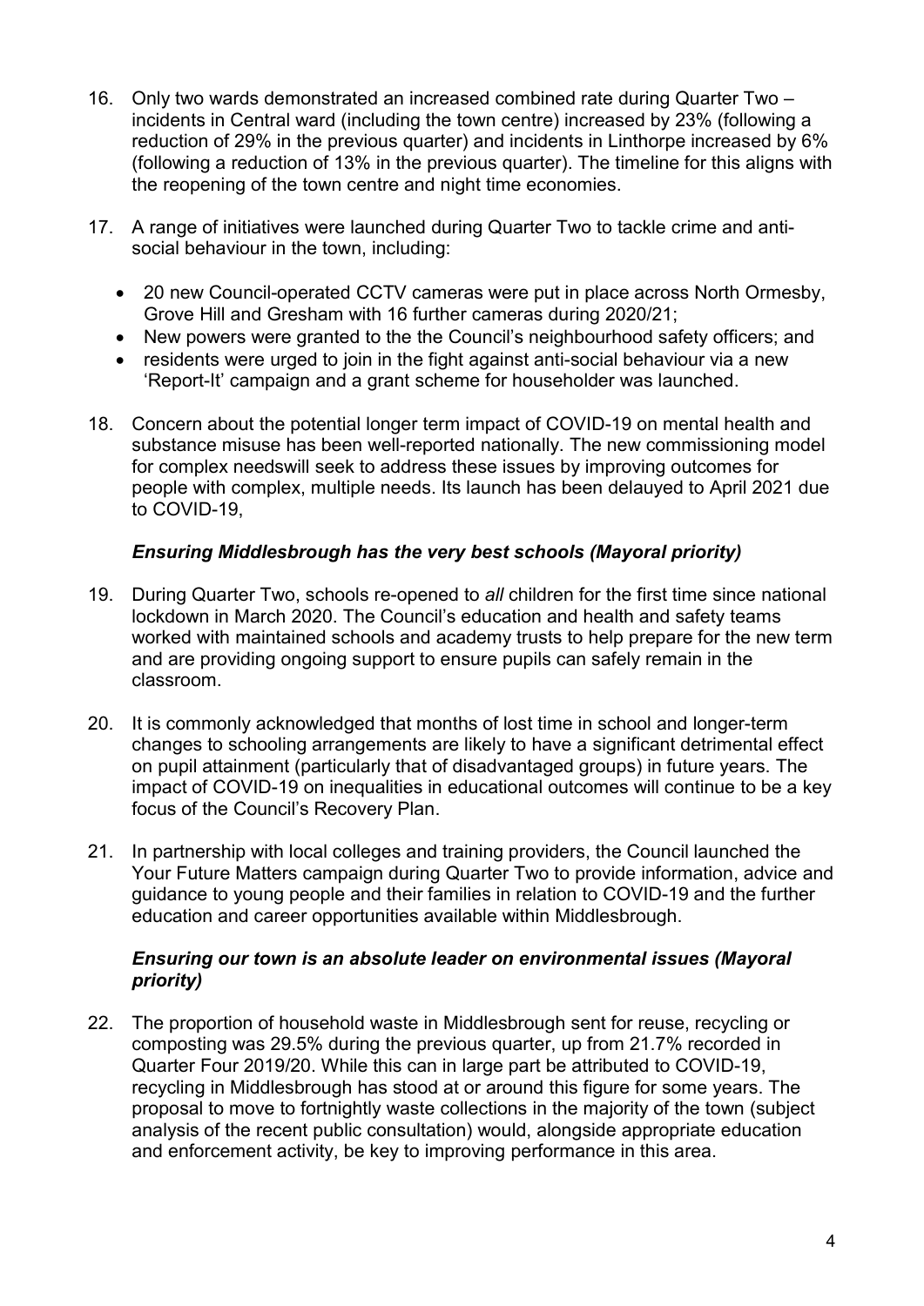16. Only two wards demonstrated an increased combined rate during Quarter Two – incidents in Central ward (including the town centre) increased by 23% (following a reduction of 29% in the previous quarter) and incidents in Linthorpe increased by 6% (following a reduction of 13% in the previous quarter). The timeline for this aligns with the reopening of the town centre and night time economies.

17. A range of initiatives were launched during Quarter Two to tackle crime and anti-social behaviour in the town, including:

    - 20 new Council-operated CCTV cameras were put in place across North Ormesby, Grove Hill and Gresham with 16 further cameras during 2020/21;
    - New powers were granted to the the Council's neighbourhood safety officers; and
    - residents were urged to join in the fight against anti-social behaviour via a new 'Report-It' campaign and a grant scheme for householder was launched.

18. Concern about the potential longer term impact of COVID-19 on mental health and substance misuse has been well-reported nationally. The new commissioning model for complex needswill seek to address these issues by improving outcomes for people with complex, multiple needs. Its launch has been delauyed to April 2021 due to COVID-19,

### *Ensuring Middlesbrough has the very best schools (Mayoral priority)*

19. During Quarter Two, schools re-opened to *all* children for the first time since national lockdown in March 2020. The Council's education and health and safety teams worked with maintained schools and academy trusts to help prepare for the new term and are providing ongoing support to ensure pupils can safely remain in the classroom.

20. It is commonly acknowledged that months of lost time in school and longer-term changes to schooling arrangements are likely to have a significant detrimental effect on pupil attainment (particularly that of disadvantaged groups) in future years. The impact of COVID-19 on inequalities in educational outcomes will continue to be a key focus of the Council's Recovery Plan.

21. In partnership with local colleges and training providers, the Council launched the Your Future Matters campaign during Quarter Two to provide information, advice and guidance to young people and their families in relation to COVID-19 and the further education and career opportunities available within Middlesbrough.

### *Ensuring our town is an absolute leader on environmental issues (Mayoral priority)*

22. The proportion of household waste in Middlesbrough sent for reuse, recycling or composting was 29.5% during the previous quarter, up from 21.7% recorded in Quarter Four 2019/20. While this can in large part be attributed to COVID-19, recycling in Middlesbrough has stood at or around this figure for some years. The proposal to move to fortnightly waste collections in the majority of the town (subject analysis of the recent public consultation) would, alongside appropriate education and enforcement activity, be key to improving performance in this area.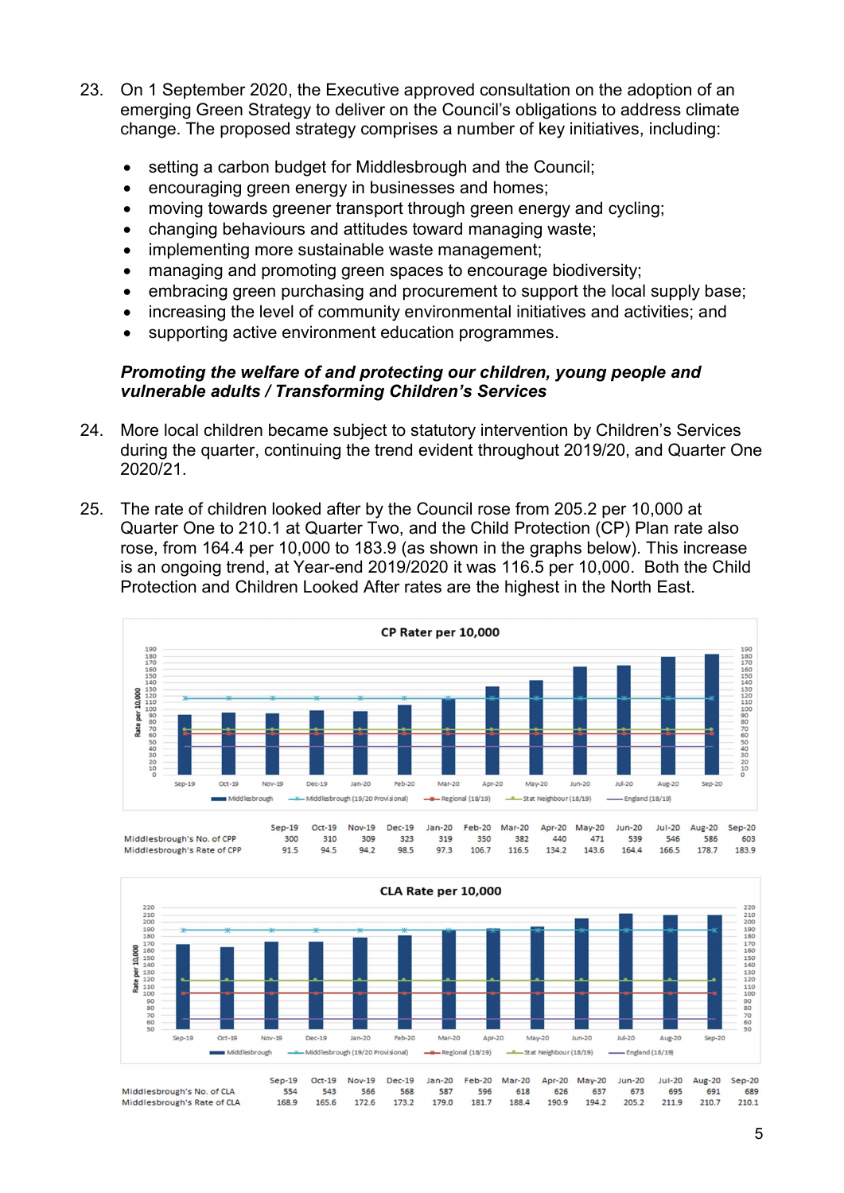23. On 1 September 2020, the Executive approved consultation on the adoption of an emerging Green Strategy to deliver on the Council's obligations to address climate change. The proposed strategy comprises a number of key initiatives, including:

    - setting a carbon budget for Middlesbrough and the Council;
    - encouraging green energy in businesses and homes;
    - moving towards greener transport through green energy and cycling;
    - changing behaviours and attitudes toward managing waste;
    - implementing more sustainable waste management;
    - managing and promoting green spaces to encourage biodiversity;
    - embracing green purchasing and procurement to support the local supply base;
    - increasing the level of community environmental initiatives and activities; and
    - supporting active environment education programmes.

***Promoting the welfare of and protecting our children, young people and vulnerable adults / Transforming Children's Services***

24. More local children became subject to statutory intervention by Children's Services during the quarter, continuing the trend evident throughout 2019/20, and Quarter One 2020/21.

25. The rate of children looked after by the Council rose from 205.2 per 10,000 at Quarter One to 210.1 at Quarter Two, and the Child Protection (CP) Plan rate also rose, from 164.4 per 10,000 to 183.9 (as shown in the graphs below). This increase is an ongoing trend, at Year-end 2019/2020 it was 116.5 per 10,000. Both the Child Protection and Children Looked After rates are the highest in the North East.

**CP Rater per 10,000**

| | Sep-19 | Oct-19 | Nov-19 | Dec-19 | Jan-20 | Feb-20 | Mar-20 | Apr-20 | May-20 | Jun-20 | Jul-20 | Aug-20 | Sep-20 |
|---|---|---|---|---|---|---|---|---|---|---|---|---|---|
| Middlesbrough's No. of CPP | 300 | 310 | 309 | 323 | 319 | 350 | 382 | 440 | 471 | 539 | 546 | 586 | 603 |
| Middlesbrough's Rate of CPP | 91.5 | 94.5 | 94.2 | 98.5 | 97.3 | 106.7 | 116.5 | 134.2 | 143.6 | 164.4 | 166.5 | 178.7 | 183.9 |

**CLA Rate per 10,000**

| | Sep-19 | Oct-19 | Nov-19 | Dec-19 | Jan-20 | Feb-20 | Mar-20 | Apr-20 | May-20 | Jun-20 | Jul-20 | Aug-20 | Sep-20 |
|---|---|---|---|---|---|---|---|---|---|---|---|---|---|
| Middlesbrough's No. of CLA | 554 | 543 | 566 | 568 | 587 | 596 | 618 | 626 | 637 | 673 | 695 | 691 | 689 |
| Middlesbrough's Rate of CLA | 168.9 | 165.6 | 172.6 | 173.2 | 179.0 | 181.7 | 188.4 | 190.9 | 194.2 | 205.2 | 211.9 | 210.7 | 210.1 |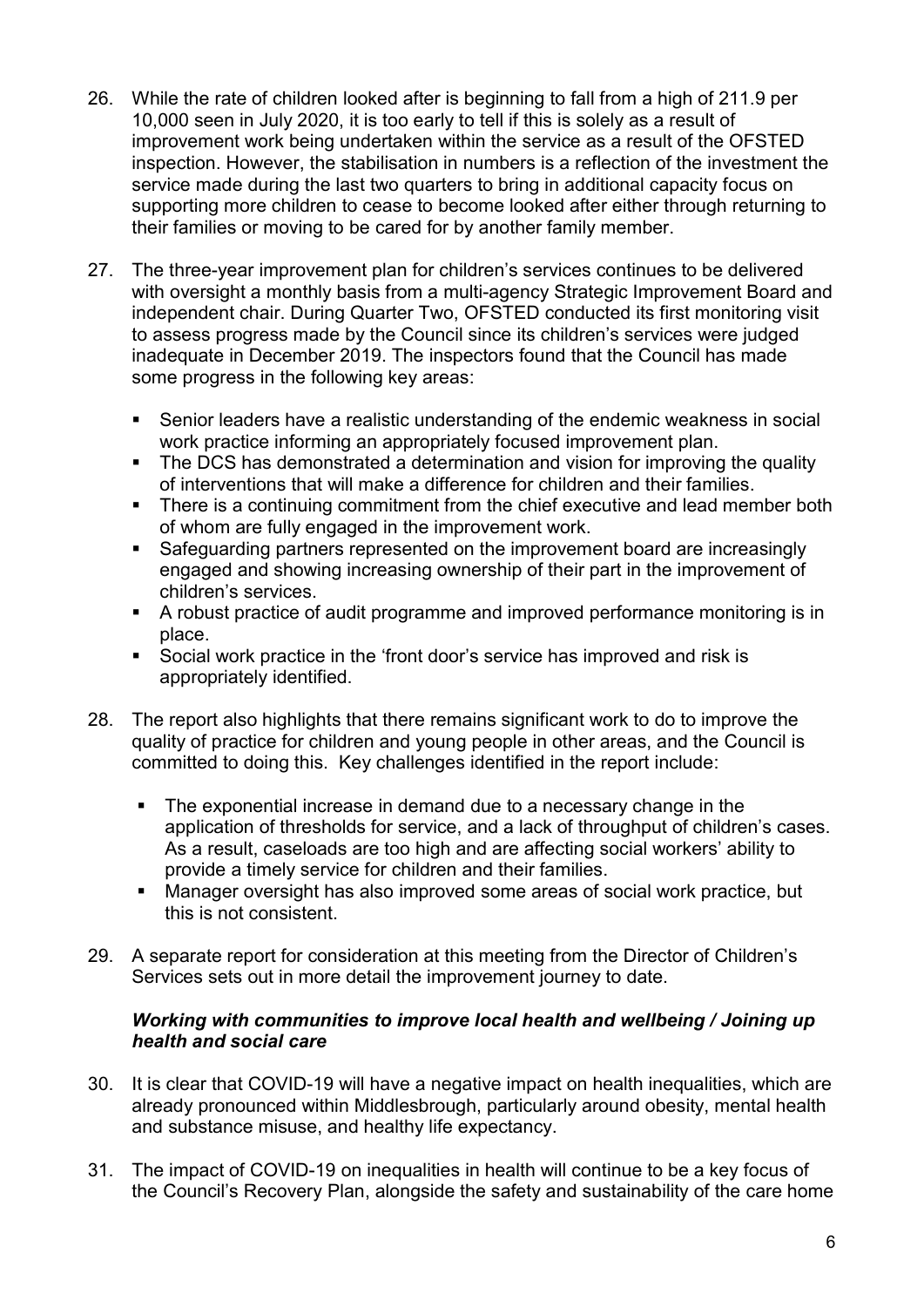26. While the rate of children looked after is beginning to fall from a high of 211.9 per 10,000 seen in July 2020, it is too early to tell if this is solely as a result of improvement work being undertaken within the service as a result of the OFSTED inspection. However, the stabilisation in numbers is a reflection of the investment the service made during the last two quarters to bring in additional capacity focus on supporting more children to cease to become looked after either through returning to their families or moving to be cared for by another family member.

27. The three-year improvement plan for children's services continues to be delivered with oversight a monthly basis from a multi-agency Strategic Improvement Board and independent chair. During Quarter Two, OFSTED conducted its first monitoring visit to assess progress made by the Council since its children's services were judged inadequate in December 2019. The inspectors found that the Council has made some progress in the following key areas:

   - Senior leaders have a realistic understanding of the endemic weakness in social work practice informing an appropriately focused improvement plan.
   - The DCS has demonstrated a determination and vision for improving the quality of interventions that will make a difference for children and their families.
   - There is a continuing commitment from the chief executive and lead member both of whom are fully engaged in the improvement work.
   - Safeguarding partners represented on the improvement board are increasingly engaged and showing increasing ownership of their part in the improvement of children's services.
   - A robust practice of audit programme and improved performance monitoring is in place.
   - Social work practice in the 'front door's service has improved and risk is appropriately identified.

28. The report also highlights that there remains significant work to do to improve the quality of practice for children and young people in other areas, and the Council is committed to doing this. Key challenges identified in the report include:

   - The exponential increase in demand due to a necessary change in the application of thresholds for service, and a lack of throughput of children's cases. As a result, caseloads are too high and are affecting social workers' ability to provide a timely service for children and their families.
   - Manager oversight has also improved some areas of social work practice, but this is not consistent.

29. A separate report for consideration at this meeting from the Director of Children's Services sets out in more detail the improvement journey to date.

***Working with communities to improve local health and wellbeing / Joining up health and social care***

30. It is clear that COVID-19 will have a negative impact on health inequalities, which are already pronounced within Middlesbrough, particularly around obesity, mental health and substance misuse, and healthy life expectancy.

31. The impact of COVID-19 on inequalities in health will continue to be a key focus of the Council's Recovery Plan, alongside the safety and sustainability of the care home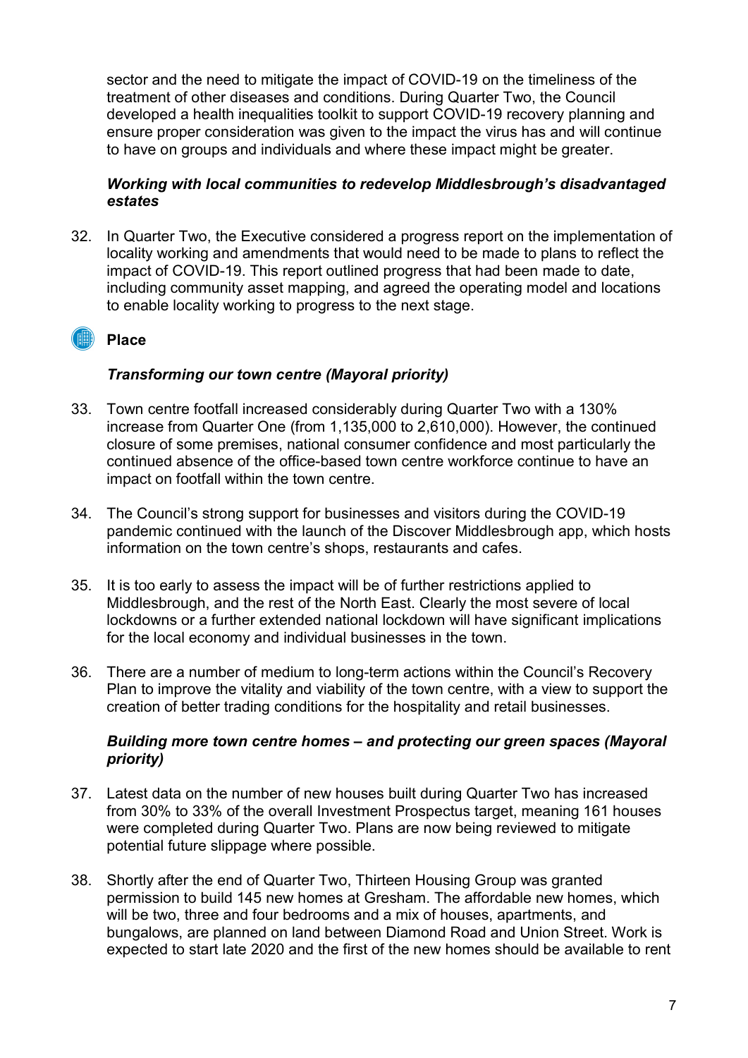sector and the need to mitigate the impact of COVID-19 on the timeliness of the treatment of other diseases and conditions. During Quarter Two, the Council developed a health inequalities toolkit to support COVID-19 recovery planning and ensure proper consideration was given to the impact the virus has and will continue to have on groups and individuals and where these impact might be greater.

***Working with local communities to redevelop Middlesbrough's disadvantaged estates***

32. In Quarter Two, the Executive considered a progress report on the implementation of locality working and amendments that would need to be made to plans to reflect the impact of COVID-19. This report outlined progress that had been made to date, including community asset mapping, and agreed the operating model and locations to enable locality working to progress to the next stage.

## Place

***Transforming our town centre (Mayoral priority)***

33. Town centre footfall increased considerably during Quarter Two with a 130% increase from Quarter One (from 1,135,000 to 2,610,000). However, the continued closure of some premises, national consumer confidence and most particularly the continued absence of the office-based town centre workforce continue to have an impact on footfall within the town centre.

34. The Council's strong support for businesses and visitors during the COVID-19 pandemic continued with the launch of the Discover Middlesbrough app, which hosts information on the town centre's shops, restaurants and cafes.

35. It is too early to assess the impact will be of further restrictions applied to Middlesbrough, and the rest of the North East. Clearly the most severe of local lockdowns or a further extended national lockdown will have significant implications for the local economy and individual businesses in the town.

36. There are a number of medium to long-term actions within the Council's Recovery Plan to improve the vitality and viability of the town centre, with a view to support the creation of better trading conditions for the hospitality and retail businesses.

***Building more town centre homes – and protecting our green spaces (Mayoral priority)***

37. Latest data on the number of new houses built during Quarter Two has increased from 30% to 33% of the overall Investment Prospectus target, meaning 161 houses were completed during Quarter Two. Plans are now being reviewed to mitigate potential future slippage where possible.

38. Shortly after the end of Quarter Two, Thirteen Housing Group was granted permission to build 145 new homes at Gresham. The affordable new homes, which will be two, three and four bedrooms and a mix of houses, apartments, and bungalows, are planned on land between Diamond Road and Union Street. Work is expected to start late 2020 and the first of the new homes should be available to rent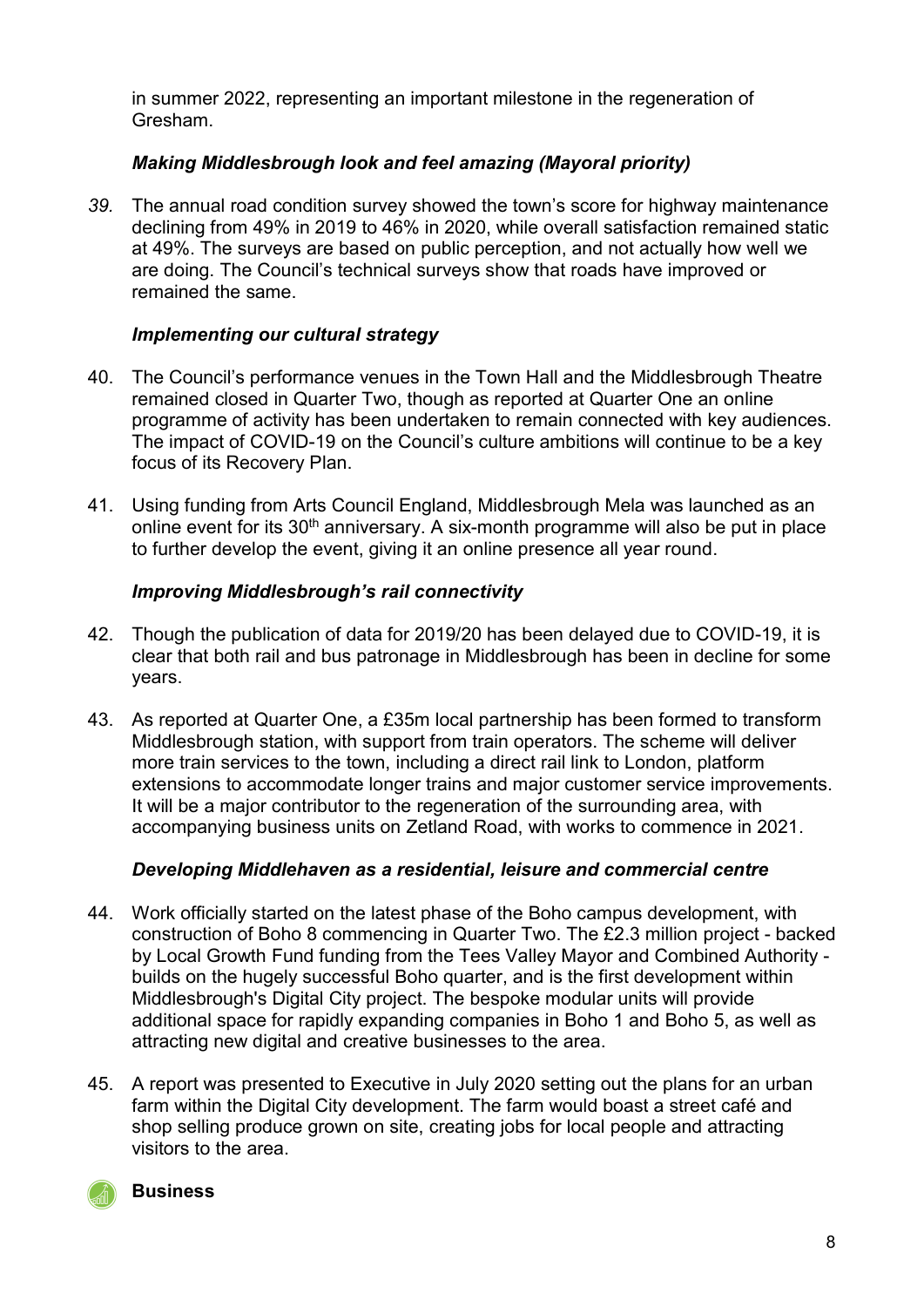in summer 2022, representing an important milestone in the regeneration of Gresham.

### *Making Middlesbrough look and feel amazing (Mayoral priority)*

*39.* The annual road condition survey showed the town's score for highway maintenance declining from 49% in 2019 to 46% in 2020, while overall satisfaction remained static at 49%. The surveys are based on public perception, and not actually how well we are doing. The Council's technical surveys show that roads have improved or remained the same.

### *Implementing our cultural strategy*

40. The Council's performance venues in the Town Hall and the Middlesbrough Theatre remained closed in Quarter Two, though as reported at Quarter One an online programme of activity has been undertaken to remain connected with key audiences. The impact of COVID-19 on the Council's culture ambitions will continue to be a key focus of its Recovery Plan.

41. Using funding from Arts Council England, Middlesbrough Mela was launched as an online event for its 30th anniversary. A six-month programme will also be put in place to further develop the event, giving it an online presence all year round.

### *Improving Middlesbrough's rail connectivity*

42. Though the publication of data for 2019/20 has been delayed due to COVID-19, it is clear that both rail and bus patronage in Middlesbrough has been in decline for some years.

43. As reported at Quarter One, a £35m local partnership has been formed to transform Middlesbrough station, with support from train operators. The scheme will deliver more train services to the town, including a direct rail link to London, platform extensions to accommodate longer trains and major customer service improvements. It will be a major contributor to the regeneration of the surrounding area, with accompanying business units on Zetland Road, with works to commence in 2021.

### *Developing Middlehaven as a residential, leisure and commercial centre*

44. Work officially started on the latest phase of the Boho campus development, with construction of Boho 8 commencing in Quarter Two. The £2.3 million project - backed by Local Growth Fund funding from the Tees Valley Mayor and Combined Authority - builds on the hugely successful Boho quarter, and is the first development within Middlesbrough's Digital City project. The bespoke modular units will provide additional space for rapidly expanding companies in Boho 1 and Boho 5, as well as attracting new digital and creative businesses to the area.

45. A report was presented to Executive in July 2020 setting out the plans for an urban farm within the Digital City development. The farm would boast a street café and shop selling produce grown on site, creating jobs for local people and attracting visitors to the area.

## Business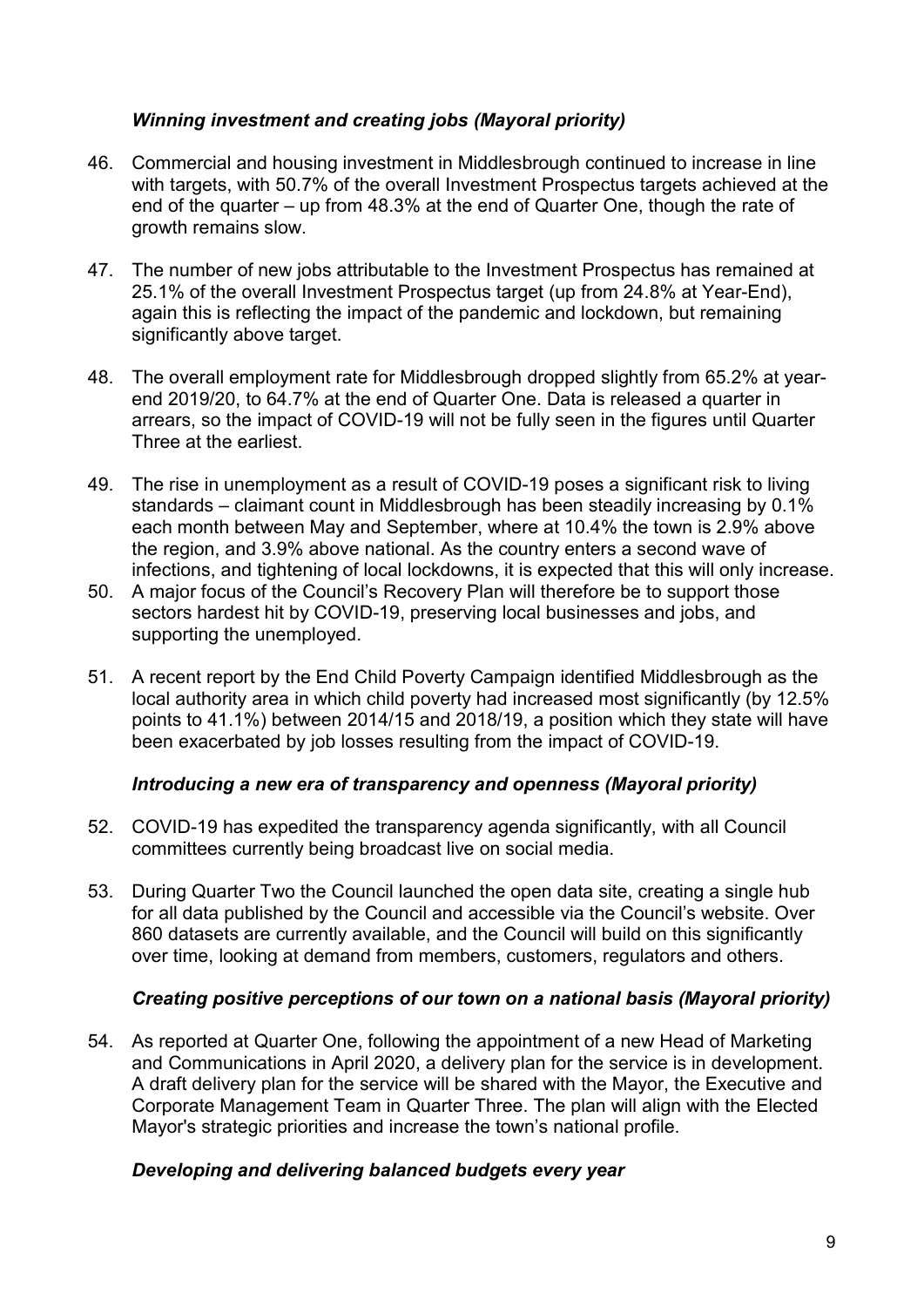### *Winning investment and creating jobs (Mayoral priority)*

46. Commercial and housing investment in Middlesbrough continued to increase in line with targets, with 50.7% of the overall Investment Prospectus targets achieved at the end of the quarter – up from 48.3% at the end of Quarter One, though the rate of growth remains slow.

47. The number of new jobs attributable to the Investment Prospectus has remained at 25.1% of the overall Investment Prospectus target (up from 24.8% at Year-End), again this is reflecting the impact of the pandemic and lockdown, but remaining significantly above target.

48. The overall employment rate for Middlesbrough dropped slightly from 65.2% at year-end 2019/20, to 64.7% at the end of Quarter One. Data is released a quarter in arrears, so the impact of COVID-19 will not be fully seen in the figures until Quarter Three at the earliest.

49. The rise in unemployment as a result of COVID-19 poses a significant risk to living standards – claimant count in Middlesbrough has been steadily increasing by 0.1% each month between May and September, where at 10.4% the town is 2.9% above the region, and 3.9% above national. As the country enters a second wave of infections, and tightening of local lockdowns, it is expected that this will only increase.

50. A major focus of the Council's Recovery Plan will therefore be to support those sectors hardest hit by COVID-19, preserving local businesses and jobs, and supporting the unemployed.

51. A recent report by the End Child Poverty Campaign identified Middlesbrough as the local authority area in which child poverty had increased most significantly (by 12.5% points to 41.1%) between 2014/15 and 2018/19, a position which they state will have been exacerbated by job losses resulting from the impact of COVID-19.

### *Introducing a new era of transparency and openness (Mayoral priority)*

52. COVID-19 has expedited the transparency agenda significantly, with all Council committees currently being broadcast live on social media.

53. During Quarter Two the Council launched the open data site, creating a single hub for all data published by the Council and accessible via the Council's website. Over 860 datasets are currently available, and the Council will build on this significantly over time, looking at demand from members, customers, regulators and others.

### *Creating positive perceptions of our town on a national basis (Mayoral priority)*

54. As reported at Quarter One, following the appointment of a new Head of Marketing and Communications in April 2020, a delivery plan for the service is in development. A draft delivery plan for the service will be shared with the Mayor, the Executive and Corporate Management Team in Quarter Three. The plan will align with the Elected Mayor's strategic priorities and increase the town's national profile.

### *Developing and delivering balanced budgets every year*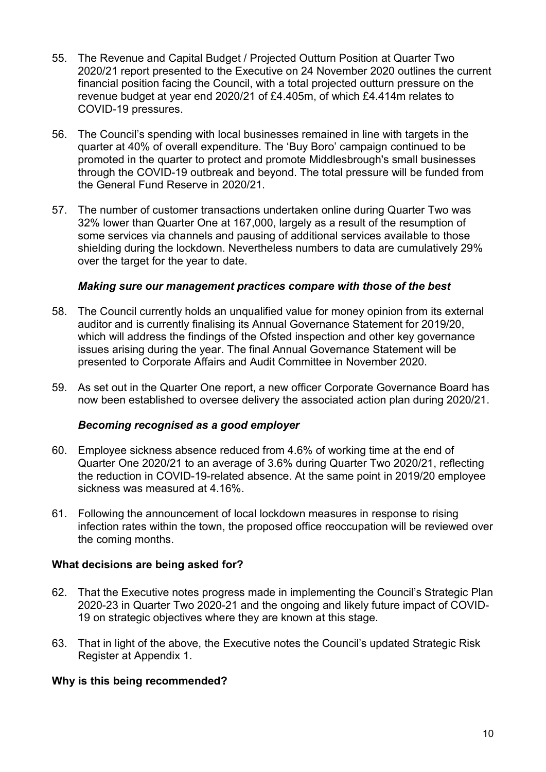55. The Revenue and Capital Budget / Projected Outturn Position at Quarter Two 2020/21 report presented to the Executive on 24 November 2020 outlines the current financial position facing the Council, with a total projected outturn pressure on the revenue budget at year end 2020/21 of £4.405m, of which £4.414m relates to COVID-19 pressures.

56. The Council's spending with local businesses remained in line with targets in the quarter at 40% of overall expenditure. The 'Buy Boro' campaign continued to be promoted in the quarter to protect and promote Middlesbrough's small businesses through the COVID-19 outbreak and beyond. The total pressure will be funded from the General Fund Reserve in 2020/21.

57. The number of customer transactions undertaken online during Quarter Two was 32% lower than Quarter One at 167,000, largely as a result of the resumption of some services via channels and pausing of additional services available to those shielding during the lockdown. Nevertheless numbers to data are cumulatively 29% over the target for the year to date.

### *Making sure our management practices compare with those of the best*

58. The Council currently holds an unqualified value for money opinion from its external auditor and is currently finalising its Annual Governance Statement for 2019/20, which will address the findings of the Ofsted inspection and other key governance issues arising during the year. The final Annual Governance Statement will be presented to Corporate Affairs and Audit Committee in November 2020.

59. As set out in the Quarter One report, a new officer Corporate Governance Board has now been established to oversee delivery the associated action plan during 2020/21.

### *Becoming recognised as a good employer*

60. Employee sickness absence reduced from 4.6% of working time at the end of Quarter One 2020/21 to an average of 3.6% during Quarter Two 2020/21, reflecting the reduction in COVID-19-related absence. At the same point in 2019/20 employee sickness was measured at 4.16%.

61. Following the announcement of local lockdown measures in response to rising infection rates within the town, the proposed office reoccupation will be reviewed over the coming months.

## What decisions are being asked for?

62. That the Executive notes progress made in implementing the Council's Strategic Plan 2020-23 in Quarter Two 2020-21 and the ongoing and likely future impact of COVID-19 on strategic objectives where they are known at this stage.

63. That in light of the above, the Executive notes the Council's updated Strategic Risk Register at Appendix 1.

## Why is this being recommended?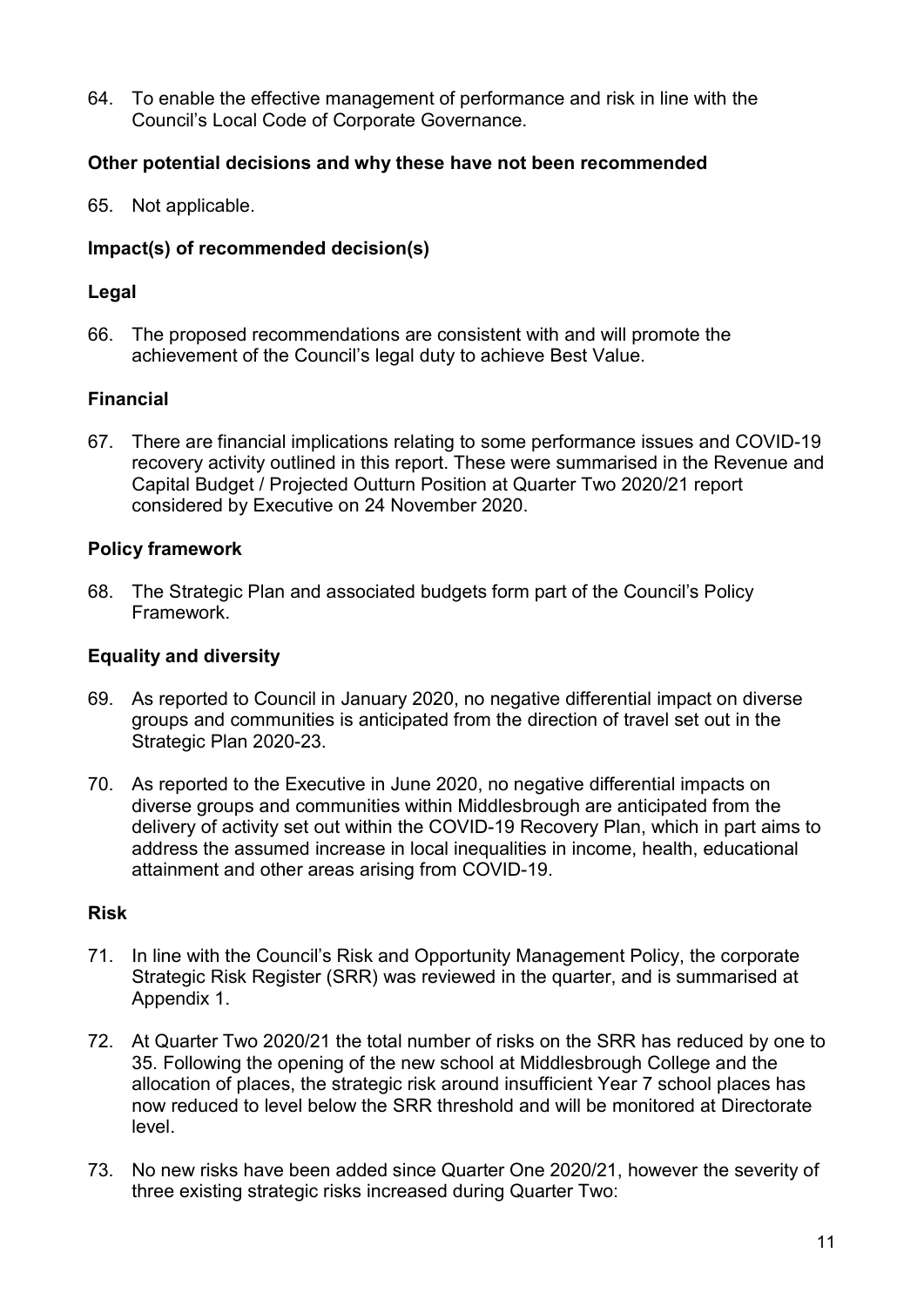64. To enable the effective management of performance and risk in line with the Council's Local Code of Corporate Governance.

**Other potential decisions and why these have not been recommended**

65. Not applicable.

**Impact(s) of recommended decision(s)**

**Legal**

66. The proposed recommendations are consistent with and will promote the achievement of the Council's legal duty to achieve Best Value.

**Financial**

67. There are financial implications relating to some performance issues and COVID-19 recovery activity outlined in this report. These were summarised in the Revenue and Capital Budget / Projected Outturn Position at Quarter Two 2020/21 report considered by Executive on 24 November 2020.

**Policy framework**

68. The Strategic Plan and associated budgets form part of the Council's Policy Framework.

**Equality and diversity**

69. As reported to Council in January 2020, no negative differential impact on diverse groups and communities is anticipated from the direction of travel set out in the Strategic Plan 2020-23.

70. As reported to the Executive in June 2020, no negative differential impacts on diverse groups and communities within Middlesbrough are anticipated from the delivery of activity set out within the COVID-19 Recovery Plan, which in part aims to address the assumed increase in local inequalities in income, health, educational attainment and other areas arising from COVID-19.

**Risk**

71. In line with the Council's Risk and Opportunity Management Policy, the corporate Strategic Risk Register (SRR) was reviewed in the quarter, and is summarised at Appendix 1.

72. At Quarter Two 2020/21 the total number of risks on the SRR has reduced by one to 35. Following the opening of the new school at Middlesbrough College and the allocation of places, the strategic risk around insufficient Year 7 school places has now reduced to level below the SRR threshold and will be monitored at Directorate level.

73. No new risks have been added since Quarter One 2020/21, however the severity of three existing strategic risks increased during Quarter Two: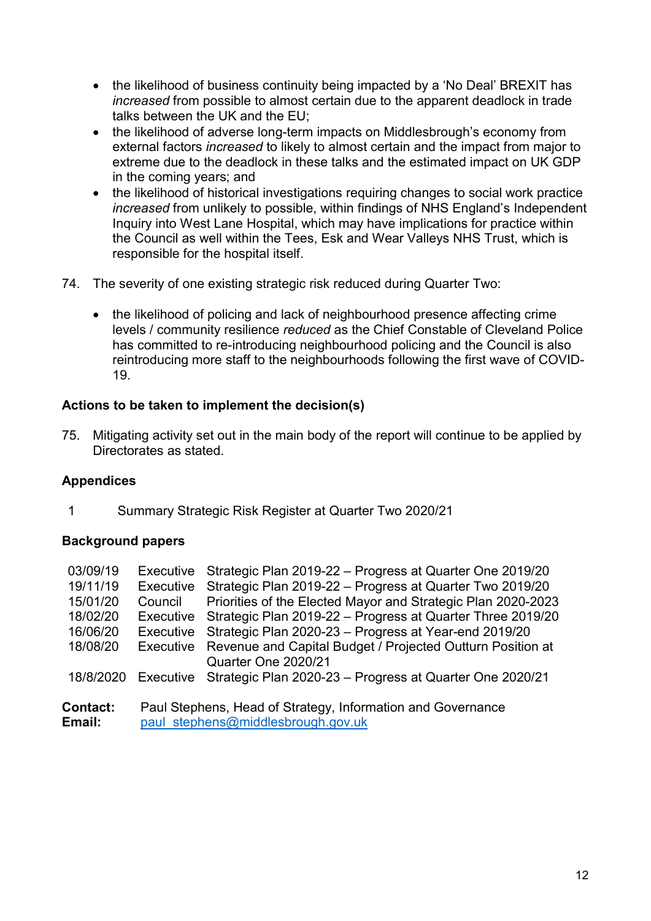- the likelihood of business continuity being impacted by a 'No Deal' BREXIT has *increased* from possible to almost certain due to the apparent deadlock in trade talks between the UK and the EU;
- the likelihood of adverse long-term impacts on Middlesbrough's economy from external factors *increased* to likely to almost certain and the impact from major to extreme due to the deadlock in these talks and the estimated impact on UK GDP in the coming years; and
- the likelihood of historical investigations requiring changes to social work practice *increased* from unlikely to possible, within findings of NHS England's Independent Inquiry into West Lane Hospital, which may have implications for practice within the Council as well within the Tees, Esk and Wear Valleys NHS Trust, which is responsible for the hospital itself.

74. The severity of one existing strategic risk reduced during Quarter Two:

    - the likelihood of policing and lack of neighbourhood presence affecting crime levels / community resilience *reduced* as the Chief Constable of Cleveland Police has committed to re-introducing neighbourhood policing and the Council is also reintroducing more staff to the neighbourhoods following the first wave of COVID-19.

**Actions to be taken to implement the decision(s)**

75. Mitigating activity set out in the main body of the report will continue to be applied by Directorates as stated.

**Appendices**

1 Summary Strategic Risk Register at Quarter Two 2020/21

**Background papers**

| | | |
|---|---|---|
| 03/09/19 | Executive | Strategic Plan 2019-22 – Progress at Quarter One 2019/20 |
| 19/11/19 | Executive | Strategic Plan 2019-22 – Progress at Quarter Two 2019/20 |
| 15/01/20 | Council | Priorities of the Elected Mayor and Strategic Plan 2020-2023 |
| 18/02/20 | Executive | Strategic Plan 2019-22 – Progress at Quarter Three 2019/20 |
| 16/06/20 | Executive | Strategic Plan 2020-23 – Progress at Year-end 2019/20 |
| 18/08/20 | Executive | Revenue and Capital Budget / Projected Outturn Position at Quarter One 2020/21 |
| 18/8/2020 | Executive | Strategic Plan 2020-23 – Progress at Quarter One 2020/21 |

**Contact:** Paul Stephens, Head of Strategy, Information and Governance
**Email:** paul_stephens@middlesbrough.gov.uk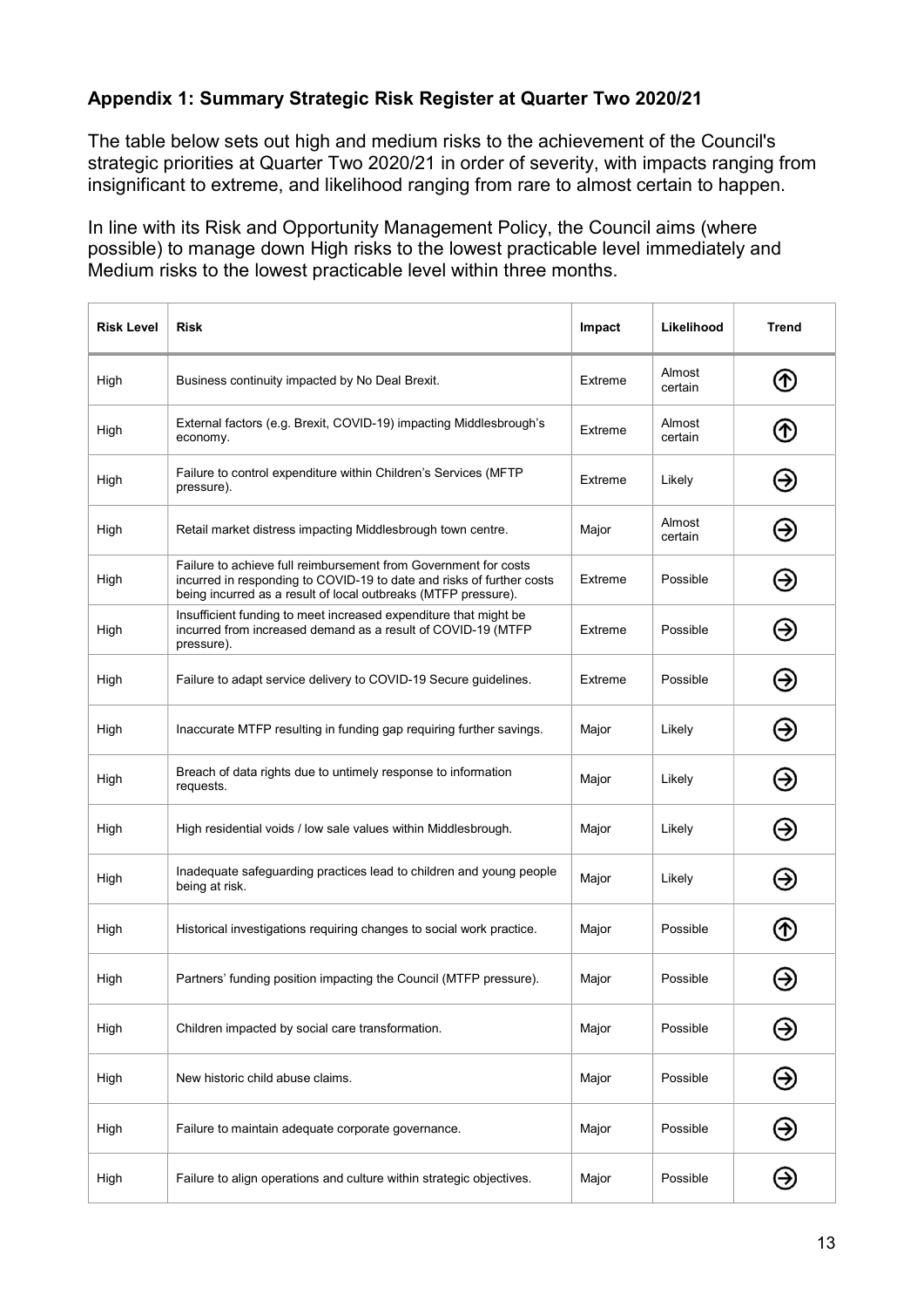### Appendix 1: Summary Strategic Risk Register at Quarter Two 2020/21

The table below sets out high and medium risks to the achievement of the Council's strategic priorities at Quarter Two 2020/21 in order of severity, with impacts ranging from insignificant to extreme, and likelihood ranging from rare to almost certain to happen.

In line with its Risk and Opportunity Management Policy, the Council aims (where possible) to manage down High risks to the lowest practicable level immediately and Medium risks to the lowest practicable level within three months.

| Risk Level | Risk | Impact | Likelihood | Trend |
|---|---|---|---|---|
| High | Business continuity impacted by No Deal Brexit. | Extreme | Almost certain | ↑ |
| High | External factors (e.g. Brexit, COVID-19) impacting Middlesbrough's economy. | Extreme | Almost certain | ↑ |
| High | Failure to control expenditure within Children's Services (MFTP pressure). | Extreme | Likely | → |
| High | Retail market distress impacting Middlesbrough town centre. | Major | Almost certain | → |
| High | Failure to achieve full reimbursement from Government for costs incurred in responding to COVID-19 to date and risks of further costs being incurred as a result of local outbreaks (MTFP pressure). | Extreme | Possible | → |
| High | Insufficient funding to meet increased expenditure that might be incurred from increased demand as a result of COVID-19 (MTFP pressure). | Extreme | Possible | → |
| High | Failure to adapt service delivery to COVID-19 Secure guidelines. | Extreme | Possible | → |
| High | Inaccurate MTFP resulting in funding gap requiring further savings. | Major | Likely | → |
| High | Breach of data rights due to untimely response to information requests. | Major | Likely | → |
| High | High residential voids / low sale values within Middlesbrough. | Major | Likely | → |
| High | Inadequate safeguarding practices lead to children and young people being at risk. | Major | Likely | → |
| High | Historical investigations requiring changes to social work practice. | Major | Possible | ↑ |
| High | Partners' funding position impacting the Council (MTFP pressure). | Major | Possible | → |
| High | Children impacted by social care transformation. | Major | Possible | → |
| High | New historic child abuse claims. | Major | Possible | → |
| High | Failure to maintain adequate corporate governance. | Major | Possible | → |
| High | Failure to align operations and culture within strategic objectives. | Major | Possible | → |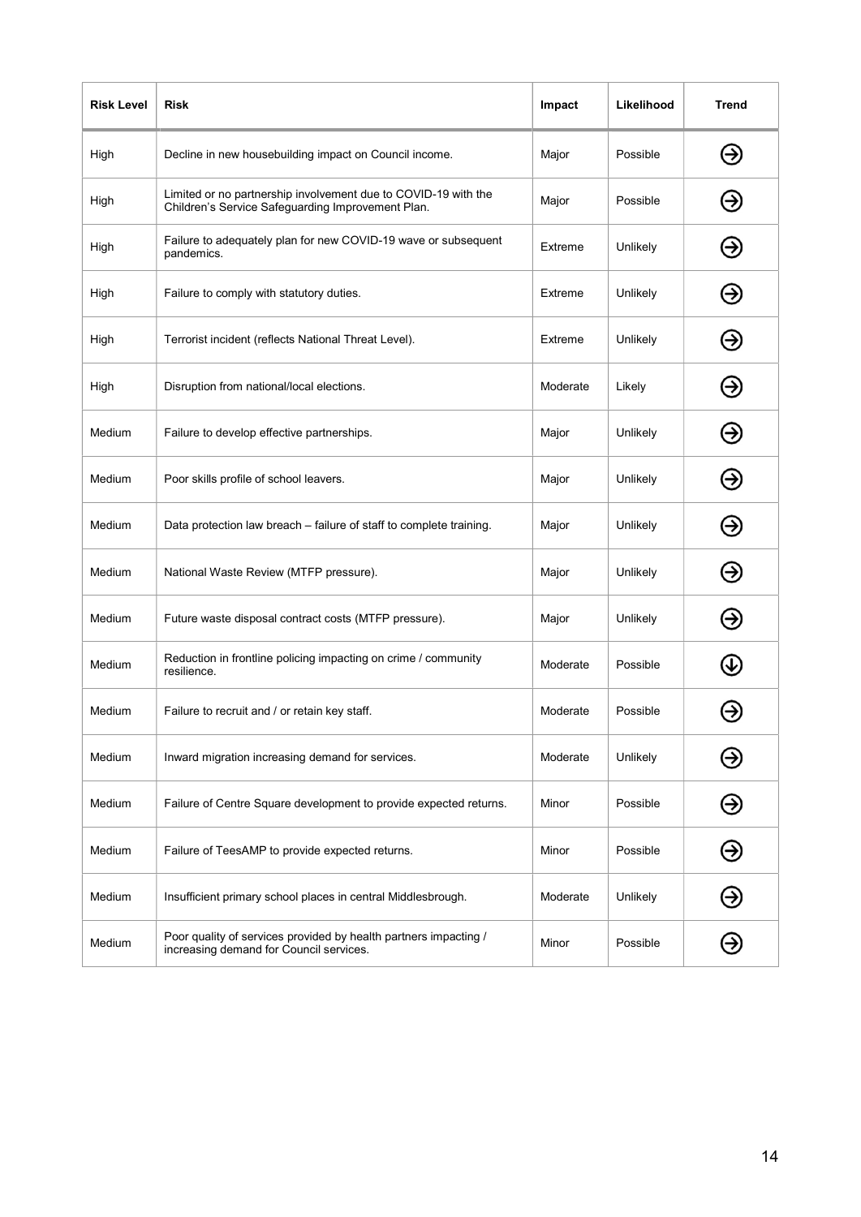| Risk Level | Risk | Impact | Likelihood | Trend |
|---|---|---|---|---|
| High | Decline in new housebuilding impact on Council income. | Major | Possible | → |
| High | Limited or no partnership involvement due to COVID-19 with the Children's Service Safeguarding Improvement Plan. | Major | Possible | → |
| High | Failure to adequately plan for new COVID-19 wave or subsequent pandemics. | Extreme | Unlikely | → |
| High | Failure to comply with statutory duties. | Extreme | Unlikely | → |
| High | Terrorist incident (reflects National Threat Level). | Extreme | Unlikely | → |
| High | Disruption from national/local elections. | Moderate | Likely | → |
| Medium | Failure to develop effective partnerships. | Major | Unlikely | → |
| Medium | Poor skills profile of school leavers. | Major | Unlikely | → |
| Medium | Data protection law breach – failure of staff to complete training. | Major | Unlikely | → |
| Medium | National Waste Review (MTFP pressure). | Major | Unlikely | → |
| Medium | Future waste disposal contract costs (MTFP pressure). | Major | Unlikely | → |
| Medium | Reduction in frontline policing impacting on crime / community resilience. | Moderate | Possible | ↓ |
| Medium | Failure to recruit and / or retain key staff. | Moderate | Possible | → |
| Medium | Inward migration increasing demand for services. | Moderate | Unlikely | → |
| Medium | Failure of Centre Square development to provide expected returns. | Minor | Possible | → |
| Medium | Failure of TeesAMP to provide expected returns. | Minor | Possible | → |
| Medium | Insufficient primary school places in central Middlesbrough. | Moderate | Unlikely | → |
| Medium | Poor quality of services provided by health partners impacting / increasing demand for Council services. | Minor | Possible | → |